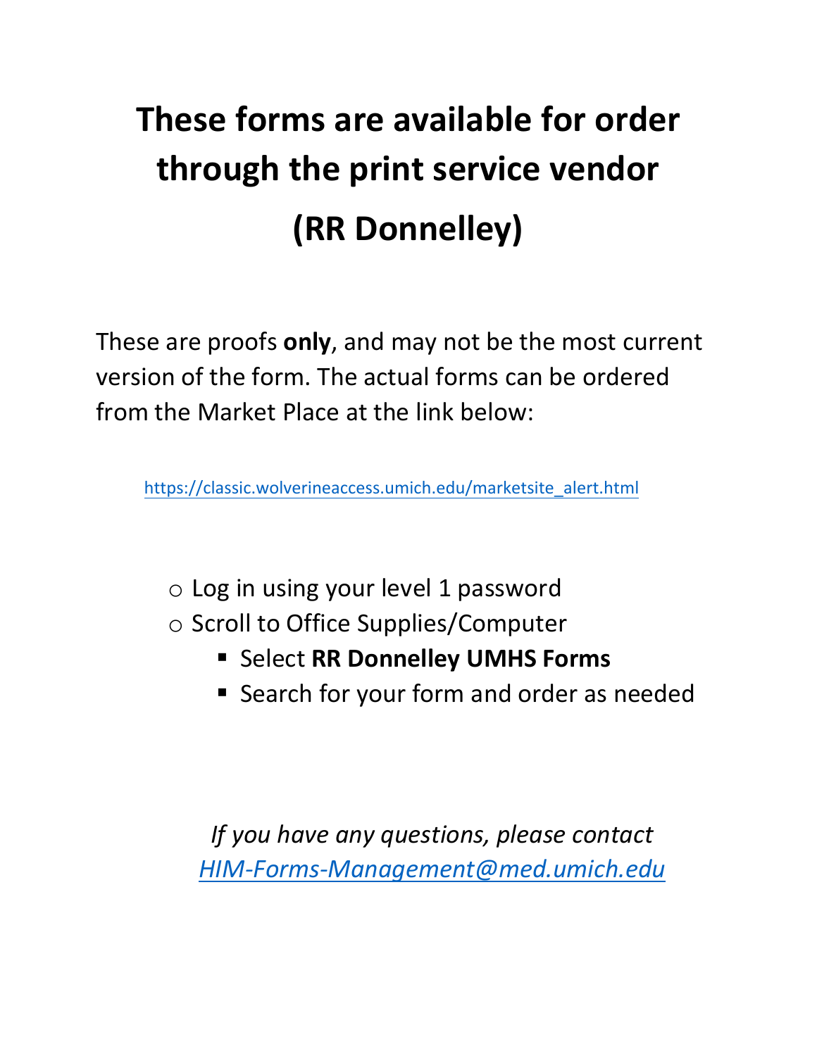# These forms are available for order through the print service vendor (RR Donnelley)

These are proofs **only**, and may not be the most current version of the form. The actual forms can be ordered from the Market Place at the link below:

https://classic.wolverineaccess.umich.edu/marketsite_alert.html

- Log in using your level 1 password
- Scroll to Office Supplies/Computer
  - Select **RR Donnelley UMHS Forms**
  - Search for your form and order as needed

*If you have any questions, please contact HIM-Forms-Management@med.umich.edu*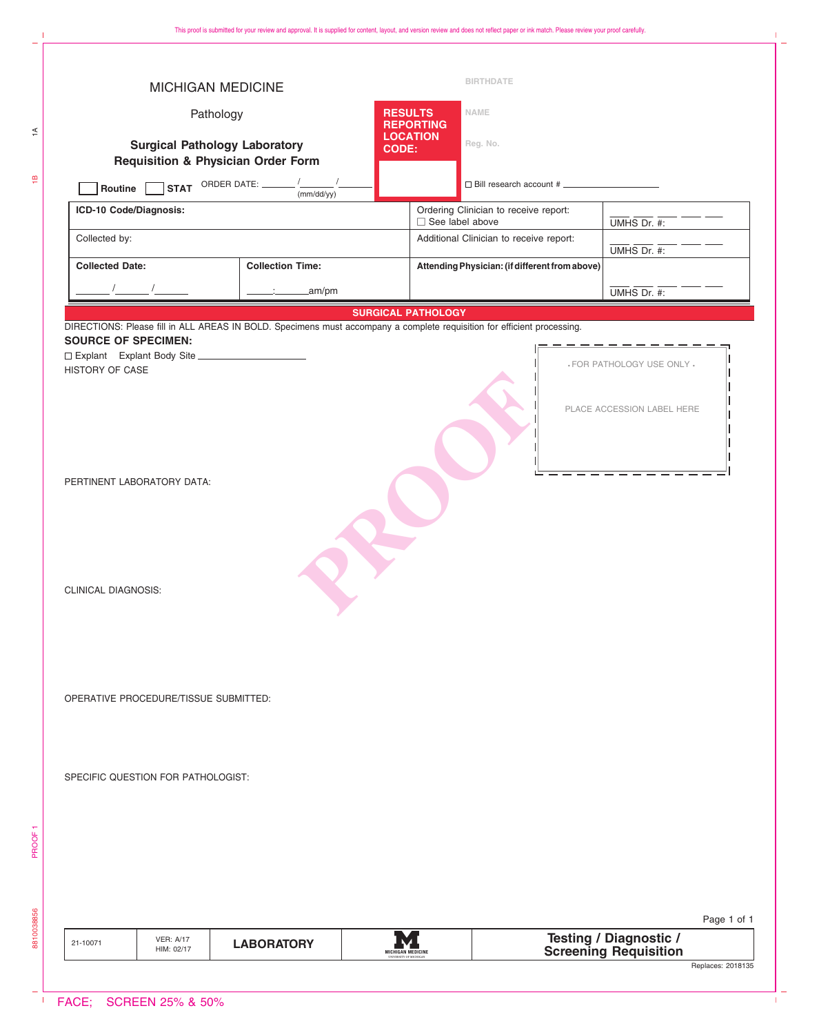This proof is submitted for your review and approval. It is supplied for content, layout, and version review and does not reflect paper or ink match. Please review your proof carefully.

MICHIGAN MEDICINE

Pathology

**Surgical Pathology Laboratory**
**Requisition & Physician Order Form**

☐ **Routine** ☐ **STAT** ORDER DATE: ______/______/______ (mm/dd/yy)

**RESULTS REPORTING LOCATION CODE:**

BIRTHDATE

NAME

Reg. No.

☐ Bill research account # ____________________

| | | | |
|---|---|---|---|
| **ICD-10 Code/Diagnosis:** | | Ordering Clinician to receive report: ☐ See label above | UMHS Dr. #: |
| Collected by: | | Additional Clinician to receive report: | UMHS Dr. #: |
| **Collected Date:** ______/______/______ | **Collection Time:** _____:______am/pm | **Attending Physician: (if different from above)** | UMHS Dr. #: |

## SURGICAL PATHOLOGY

DIRECTIONS: Please fill in ALL AREAS IN BOLD. Specimens must accompany a complete requisition for efficient processing.

**SOURCE OF SPECIMEN:**

☐ Explant Explant Body Site ____________________

HISTORY OF CASE

- FOR PATHOLOGY USE ONLY -

PLACE ACCESSION LABEL HERE

PERTINENT LABORATORY DATA:

CLINICAL DIAGNOSIS:

OPERATIVE PROCEDURE/TISSUE SUBMITTED:

SPECIFIC QUESTION FOR PATHOLOGIST:

| | | | | |
|---|---|---|---|---|
| 21-10071 | VER: A/17 HIM: 02/17 | **LABORATORY** | MICHIGAN MEDICINE UNIVERSITY OF MICHIGAN | **Testing / Diagnostic / Screening Requisition** |

Replaces: 2018135

FACE; SCREEN 25% & 50%